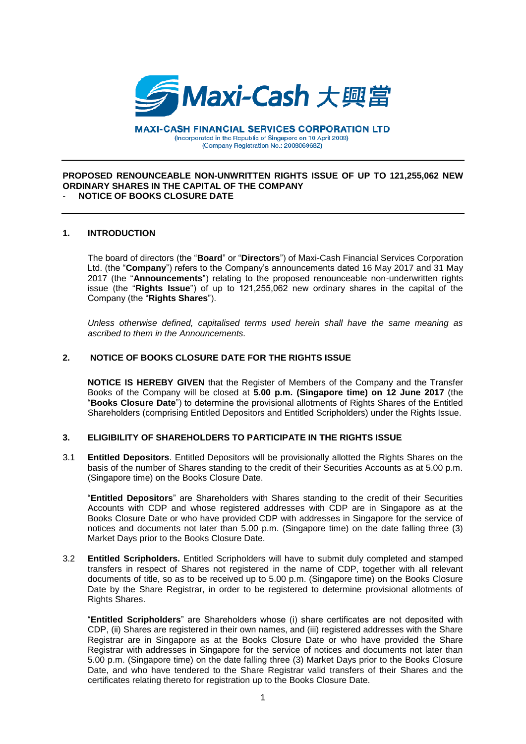**MAXI-CASH FINANCIAL SERVICES CORPORATION LTD**
(Incorporated in the Republic of Singapore on 10 April 2008)
(Company Registration No.: 200806968Z)

**PROPOSED RENOUNCEABLE NON-UNWRITTEN RIGHTS ISSUE OF UP TO 121,255,062 NEW ORDINARY SHARES IN THE CAPITAL OF THE COMPANY**
**- NOTICE OF BOOKS CLOSURE DATE**

## 1. INTRODUCTION

The board of directors (the "**Board**" or "**Directors**") of Maxi-Cash Financial Services Corporation Ltd. (the "**Company**") refers to the Company's announcements dated 16 May 2017 and 31 May 2017 (the "**Announcements**") relating to the proposed renounceable non-underwritten rights issue (the "**Rights Issue**") of up to 121,255,062 new ordinary shares in the capital of the Company (the "**Rights Shares**").

*Unless otherwise defined, capitalised terms used herein shall have the same meaning as ascribed to them in the Announcements.*

## 2. NOTICE OF BOOKS CLOSURE DATE FOR THE RIGHTS ISSUE

**NOTICE IS HEREBY GIVEN** that the Register of Members of the Company and the Transfer Books of the Company will be closed at **5.00 p.m. (Singapore time) on 12 June 2017** (the "**Books Closure Date**") to determine the provisional allotments of Rights Shares of the Entitled Shareholders (comprising Entitled Depositors and Entitled Scripholders) under the Rights Issue.

## 3. ELIGIBILITY OF SHAREHOLDERS TO PARTICIPATE IN THE RIGHTS ISSUE

3.1 **Entitled Depositors**. Entitled Depositors will be provisionally allotted the Rights Shares on the basis of the number of Shares standing to the credit of their Securities Accounts as at 5.00 p.m. (Singapore time) on the Books Closure Date.

"**Entitled Depositors**" are Shareholders with Shares standing to the credit of their Securities Accounts with CDP and whose registered addresses with CDP are in Singapore as at the Books Closure Date or who have provided CDP with addresses in Singapore for the service of notices and documents not later than 5.00 p.m. (Singapore time) on the date falling three (3) Market Days prior to the Books Closure Date.

3.2 **Entitled Scripholders.** Entitled Scripholders will have to submit duly completed and stamped transfers in respect of Shares not registered in the name of CDP, together with all relevant documents of title, so as to be received up to 5.00 p.m. (Singapore time) on the Books Closure Date by the Share Registrar, in order to be registered to determine provisional allotments of Rights Shares.

"**Entitled Scripholders**" are Shareholders whose (i) share certificates are not deposited with CDP, (ii) Shares are registered in their own names, and (iii) registered addresses with the Share Registrar are in Singapore as at the Books Closure Date or who have provided the Share Registrar with addresses in Singapore for the service of notices and documents not later than 5.00 p.m. (Singapore time) on the date falling three (3) Market Days prior to the Books Closure Date, and who have tendered to the Share Registrar valid transfers of their Shares and the certificates relating thereto for registration up to the Books Closure Date.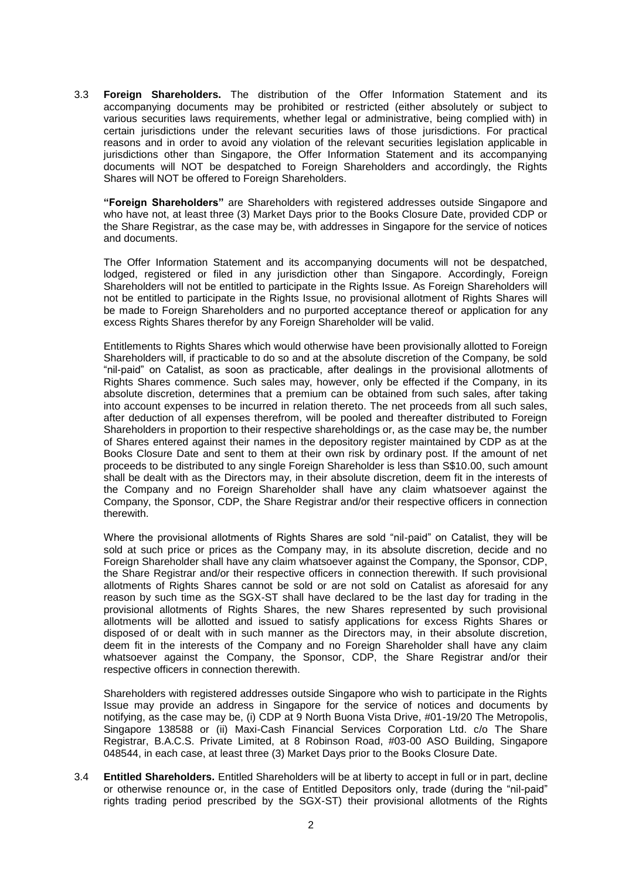3.3 **Foreign Shareholders.** The distribution of the Offer Information Statement and its accompanying documents may be prohibited or restricted (either absolutely or subject to various securities laws requirements, whether legal or administrative, being complied with) in certain jurisdictions under the relevant securities laws of those jurisdictions. For practical reasons and in order to avoid any violation of the relevant securities legislation applicable in jurisdictions other than Singapore, the Offer Information Statement and its accompanying documents will NOT be despatched to Foreign Shareholders and accordingly, the Rights Shares will NOT be offered to Foreign Shareholders.

**"Foreign Shareholders"** are Shareholders with registered addresses outside Singapore and who have not, at least three (3) Market Days prior to the Books Closure Date, provided CDP or the Share Registrar, as the case may be, with addresses in Singapore for the service of notices and documents.

The Offer Information Statement and its accompanying documents will not be despatched, lodged, registered or filed in any jurisdiction other than Singapore. Accordingly, Foreign Shareholders will not be entitled to participate in the Rights Issue. As Foreign Shareholders will not be entitled to participate in the Rights Issue, no provisional allotment of Rights Shares will be made to Foreign Shareholders and no purported acceptance thereof or application for any excess Rights Shares therefor by any Foreign Shareholder will be valid.

Entitlements to Rights Shares which would otherwise have been provisionally allotted to Foreign Shareholders will, if practicable to do so and at the absolute discretion of the Company, be sold "nil-paid" on Catalist, as soon as practicable, after dealings in the provisional allotments of Rights Shares commence. Such sales may, however, only be effected if the Company, in its absolute discretion, determines that a premium can be obtained from such sales, after taking into account expenses to be incurred in relation thereto. The net proceeds from all such sales, after deduction of all expenses therefrom, will be pooled and thereafter distributed to Foreign Shareholders in proportion to their respective shareholdings or, as the case may be, the number of Shares entered against their names in the depository register maintained by CDP as at the Books Closure Date and sent to them at their own risk by ordinary post. If the amount of net proceeds to be distributed to any single Foreign Shareholder is less than S$10.00, such amount shall be dealt with as the Directors may, in their absolute discretion, deem fit in the interests of the Company and no Foreign Shareholder shall have any claim whatsoever against the Company, the Sponsor, CDP, the Share Registrar and/or their respective officers in connection therewith.

Where the provisional allotments of Rights Shares are sold "nil-paid" on Catalist, they will be sold at such price or prices as the Company may, in its absolute discretion, decide and no Foreign Shareholder shall have any claim whatsoever against the Company, the Sponsor, CDP, the Share Registrar and/or their respective officers in connection therewith. If such provisional allotments of Rights Shares cannot be sold or are not sold on Catalist as aforesaid for any reason by such time as the SGX-ST shall have declared to be the last day for trading in the provisional allotments of Rights Shares, the new Shares represented by such provisional allotments will be allotted and issued to satisfy applications for excess Rights Shares or disposed of or dealt with in such manner as the Directors may, in their absolute discretion, deem fit in the interests of the Company and no Foreign Shareholder shall have any claim whatsoever against the Company, the Sponsor, CDP, the Share Registrar and/or their respective officers in connection therewith.

Shareholders with registered addresses outside Singapore who wish to participate in the Rights Issue may provide an address in Singapore for the service of notices and documents by notifying, as the case may be, (i) CDP at 9 North Buona Vista Drive, #01-19/20 The Metropolis, Singapore 138588 or (ii) Maxi-Cash Financial Services Corporation Ltd. c/o The Share Registrar, B.A.C.S. Private Limited, at 8 Robinson Road, #03-00 ASO Building, Singapore 048544, in each case, at least three (3) Market Days prior to the Books Closure Date.

3.4 **Entitled Shareholders.** Entitled Shareholders will be at liberty to accept in full or in part, decline or otherwise renounce or, in the case of Entitled Depositors only, trade (during the "nil-paid" rights trading period prescribed by the SGX-ST) their provisional allotments of the Rights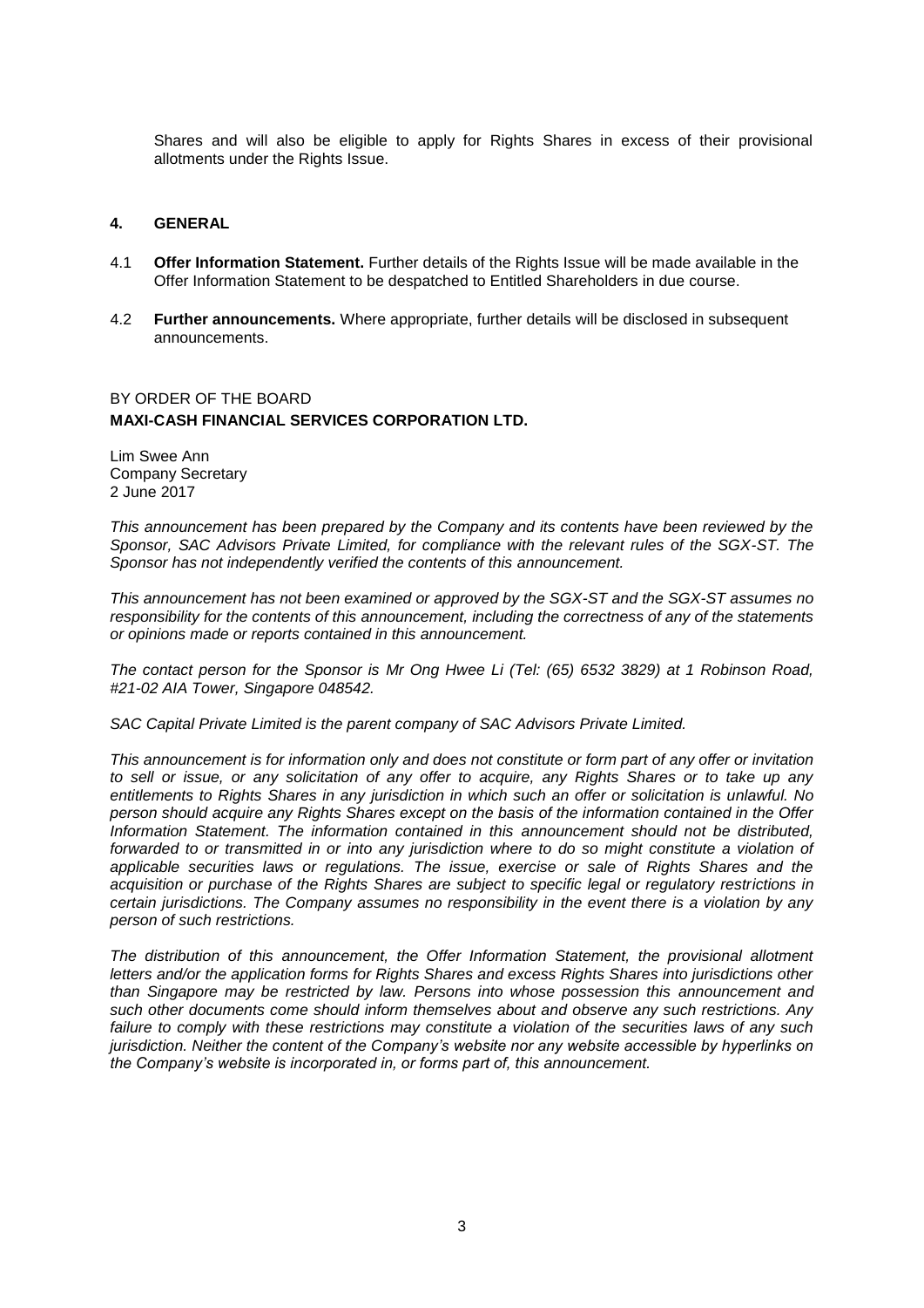Shares and will also be eligible to apply for Rights Shares in excess of their provisional allotments under the Rights Issue.

## 4. GENERAL

4.1 **Offer Information Statement.** Further details of the Rights Issue will be made available in the Offer Information Statement to be despatched to Entitled Shareholders in due course.

4.2 **Further announcements.** Where appropriate, further details will be disclosed in subsequent announcements.

BY ORDER OF THE BOARD
**MAXI-CASH FINANCIAL SERVICES CORPORATION LTD.**

Lim Swee Ann
Company Secretary
2 June 2017

*This announcement has been prepared by the Company and its contents have been reviewed by the Sponsor, SAC Advisors Private Limited, for compliance with the relevant rules of the SGX-ST. The Sponsor has not independently verified the contents of this announcement.*

*This announcement has not been examined or approved by the SGX-ST and the SGX-ST assumes no responsibility for the contents of this announcement, including the correctness of any of the statements or opinions made or reports contained in this announcement.*

*The contact person for the Sponsor is Mr Ong Hwee Li (Tel: (65) 6532 3829) at 1 Robinson Road, #21-02 AIA Tower, Singapore 048542.*

*SAC Capital Private Limited is the parent company of SAC Advisors Private Limited.*

*This announcement is for information only and does not constitute or form part of any offer or invitation to sell or issue, or any solicitation of any offer to acquire, any Rights Shares or to take up any entitlements to Rights Shares in any jurisdiction in which such an offer or solicitation is unlawful. No person should acquire any Rights Shares except on the basis of the information contained in the Offer Information Statement. The information contained in this announcement should not be distributed, forwarded to or transmitted in or into any jurisdiction where to do so might constitute a violation of applicable securities laws or regulations. The issue, exercise or sale of Rights Shares and the acquisition or purchase of the Rights Shares are subject to specific legal or regulatory restrictions in certain jurisdictions. The Company assumes no responsibility in the event there is a violation by any person of such restrictions.*

*The distribution of this announcement, the Offer Information Statement, the provisional allotment letters and/or the application forms for Rights Shares and excess Rights Shares into jurisdictions other than Singapore may be restricted by law. Persons into whose possession this announcement and such other documents come should inform themselves about and observe any such restrictions. Any failure to comply with these restrictions may constitute a violation of the securities laws of any such jurisdiction. Neither the content of the Company's website nor any website accessible by hyperlinks on the Company's website is incorporated in, or forms part of, this announcement.*